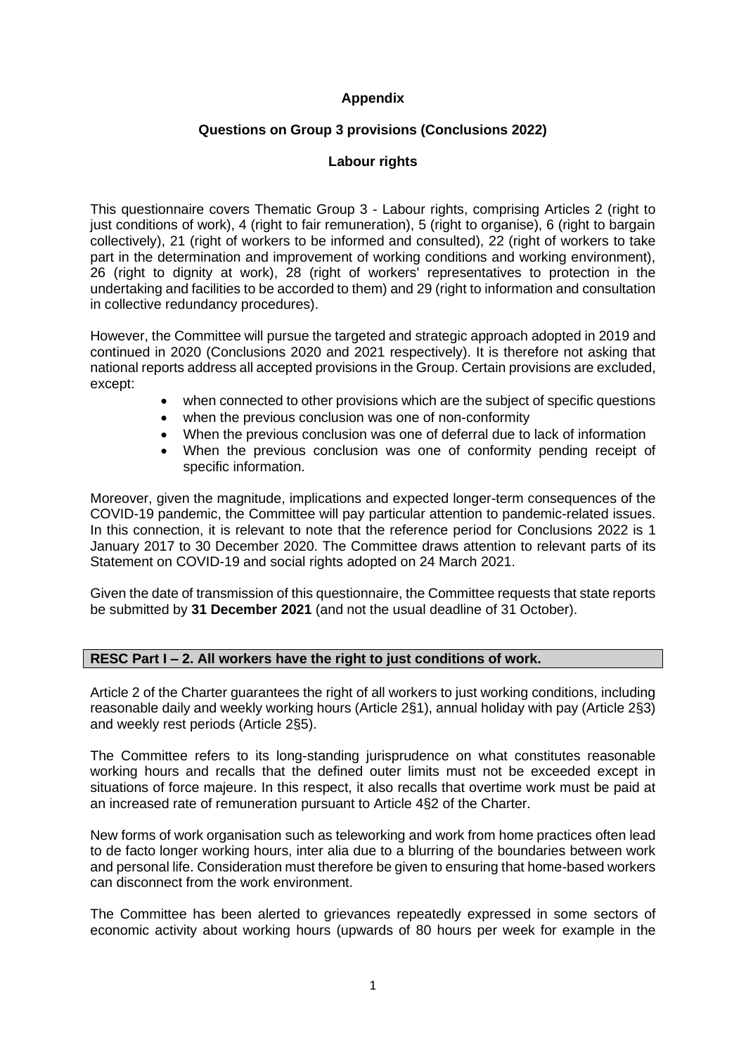**Appendix**

**Questions on Group 3 provisions (Conclusions 2022)**

**Labour rights**

This questionnaire covers Thematic Group 3 - Labour rights, comprising Articles 2 (right to just conditions of work), 4 (right to fair remuneration), 5 (right to organise), 6 (right to bargain collectively), 21 (right of workers to be informed and consulted), 22 (right of workers to take part in the determination and improvement of working conditions and working environment), 26 (right to dignity at work), 28 (right of workers' representatives to protection in the undertaking and facilities to be accorded to them) and 29 (right to information and consultation in collective redundancy procedures).

However, the Committee will pursue the targeted and strategic approach adopted in 2019 and continued in 2020 (Conclusions 2020 and 2021 respectively). It is therefore not asking that national reports address all accepted provisions in the Group. Certain provisions are excluded, except:

- when connected to other provisions which are the subject of specific questions
- when the previous conclusion was one of non-conformity
- When the previous conclusion was one of deferral due to lack of information
- When the previous conclusion was one of conformity pending receipt of specific information.

Moreover, given the magnitude, implications and expected longer-term consequences of the COVID-19 pandemic, the Committee will pay particular attention to pandemic-related issues. In this connection, it is relevant to note that the reference period for Conclusions 2022 is 1 January 2017 to 30 December 2020. The Committee draws attention to relevant parts of its Statement on COVID-19 and social rights adopted on 24 March 2021.

Given the date of transmission of this questionnaire, the Committee requests that state reports be submitted by **31 December 2021** (and not the usual deadline of 31 October).

**RESC Part I – 2. All workers have the right to just conditions of work.**

Article 2 of the Charter guarantees the right of all workers to just working conditions, including reasonable daily and weekly working hours (Article 2§1), annual holiday with pay (Article 2§3) and weekly rest periods (Article 2§5).

The Committee refers to its long-standing jurisprudence on what constitutes reasonable working hours and recalls that the defined outer limits must not be exceeded except in situations of force majeure. In this respect, it also recalls that overtime work must be paid at an increased rate of remuneration pursuant to Article 4§2 of the Charter.

New forms of work organisation such as teleworking and work from home practices often lead to de facto longer working hours, inter alia due to a blurring of the boundaries between work and personal life. Consideration must therefore be given to ensuring that home-based workers can disconnect from the work environment.

The Committee has been alerted to grievances repeatedly expressed in some sectors of economic activity about working hours (upwards of 80 hours per week for example in the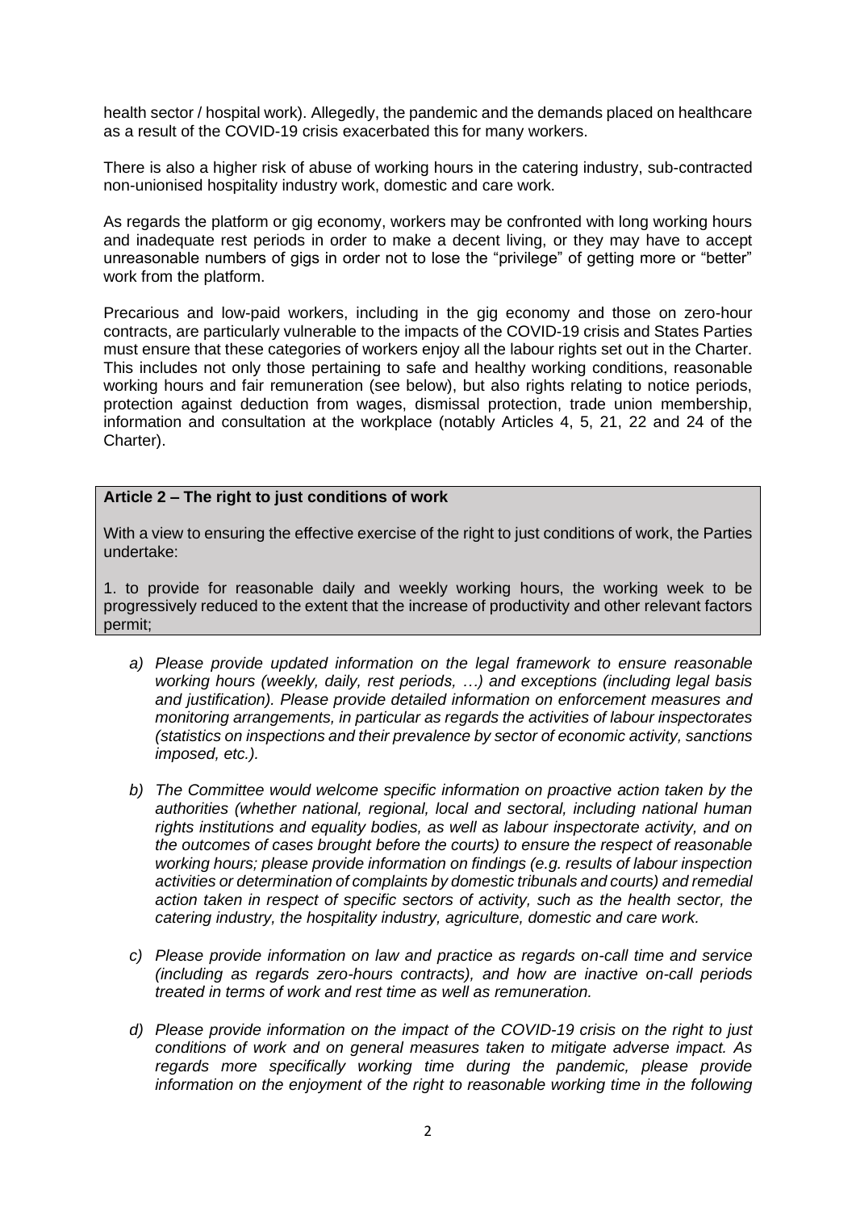health sector / hospital work). Allegedly, the pandemic and the demands placed on healthcare as a result of the COVID-19 crisis exacerbated this for many workers.

There is also a higher risk of abuse of working hours in the catering industry, sub-contracted non-unionised hospitality industry work, domestic and care work.

As regards the platform or gig economy, workers may be confronted with long working hours and inadequate rest periods in order to make a decent living, or they may have to accept unreasonable numbers of gigs in order not to lose the "privilege" of getting more or "better" work from the platform.

Precarious and low-paid workers, including in the gig economy and those on zero-hour contracts, are particularly vulnerable to the impacts of the COVID-19 crisis and States Parties must ensure that these categories of workers enjoy all the labour rights set out in the Charter. This includes not only those pertaining to safe and healthy working conditions, reasonable working hours and fair remuneration (see below), but also rights relating to notice periods, protection against deduction from wages, dismissal protection, trade union membership, information and consultation at the workplace (notably Articles 4, 5, 21, 22 and 24 of the Charter).

**Article 2 – The right to just conditions of work**

With a view to ensuring the effective exercise of the right to just conditions of work, the Parties undertake:

1. to provide for reasonable daily and weekly working hours, the working week to be progressively reduced to the extent that the increase of productivity and other relevant factors permit;

a) *Please provide updated information on the legal framework to ensure reasonable working hours (weekly, daily, rest periods, …) and exceptions (including legal basis and justification). Please provide detailed information on enforcement measures and monitoring arrangements, in particular as regards the activities of labour inspectorates (statistics on inspections and their prevalence by sector of economic activity, sanctions imposed, etc.).*

b) *The Committee would welcome specific information on proactive action taken by the authorities (whether national, regional, local and sectoral, including national human rights institutions and equality bodies, as well as labour inspectorate activity, and on the outcomes of cases brought before the courts) to ensure the respect of reasonable working hours; please provide information on findings (e.g. results of labour inspection activities or determination of complaints by domestic tribunals and courts) and remedial action taken in respect of specific sectors of activity, such as the health sector, the catering industry, the hospitality industry, agriculture, domestic and care work.*

c) *Please provide information on law and practice as regards on-call time and service (including as regards zero-hours contracts), and how are inactive on-call periods treated in terms of work and rest time as well as remuneration.*

d) *Please provide information on the impact of the COVID-19 crisis on the right to just conditions of work and on general measures taken to mitigate adverse impact. As regards more specifically working time during the pandemic, please provide information on the enjoyment of the right to reasonable working time in the following*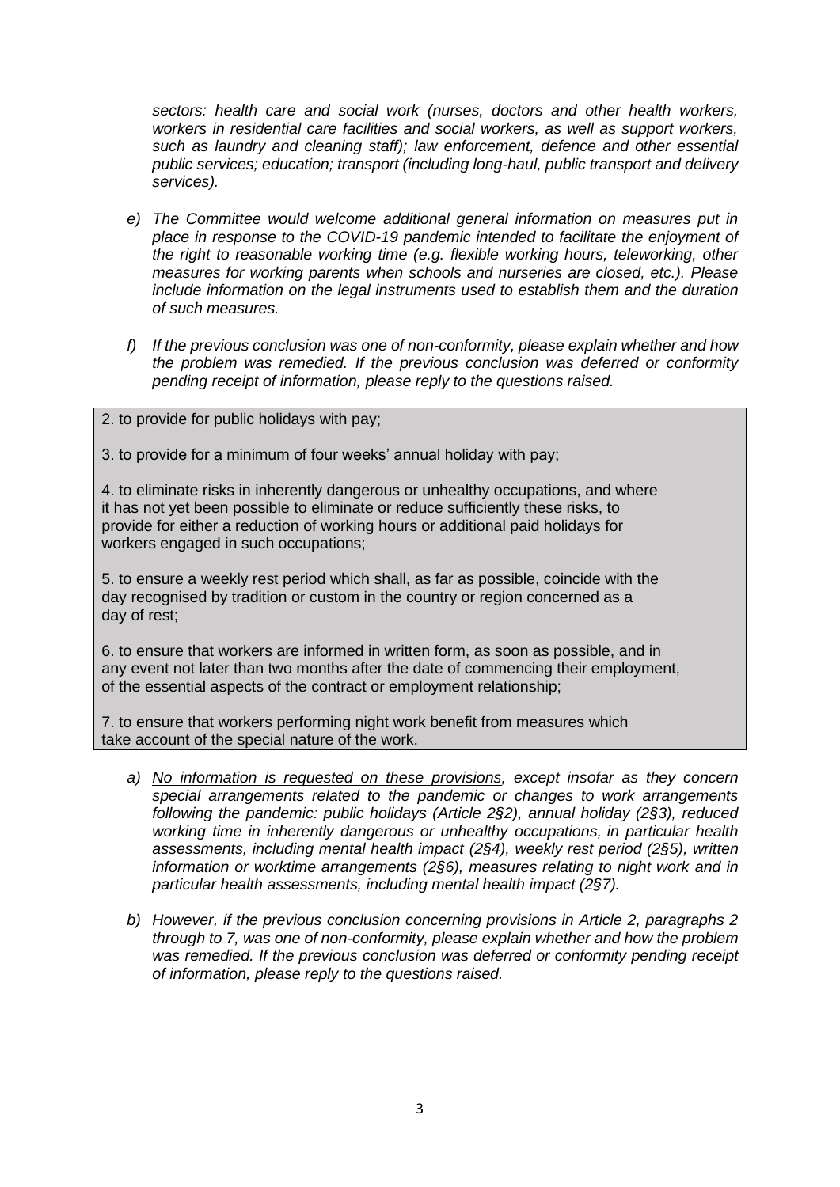*sectors: health care and social work (nurses, doctors and other health workers, workers in residential care facilities and social workers, as well as support workers, such as laundry and cleaning staff); law enforcement, defence and other essential public services; education; transport (including long-haul, public transport and delivery services).*

*e) The Committee would welcome additional general information on measures put in place in response to the COVID-19 pandemic intended to facilitate the enjoyment of the right to reasonable working time (e.g. flexible working hours, teleworking, other measures for working parents when schools and nurseries are closed, etc.). Please include information on the legal instruments used to establish them and the duration of such measures.*

*f) If the previous conclusion was one of non-conformity, please explain whether and how the problem was remedied. If the previous conclusion was deferred or conformity pending receipt of information, please reply to the questions raised.*

2. to provide for public holidays with pay;

3. to provide for a minimum of four weeks' annual holiday with pay;

4. to eliminate risks in inherently dangerous or unhealthy occupations, and where it has not yet been possible to eliminate or reduce sufficiently these risks, to provide for either a reduction of working hours or additional paid holidays for workers engaged in such occupations;

5. to ensure a weekly rest period which shall, as far as possible, coincide with the day recognised by tradition or custom in the country or region concerned as a day of rest;

6. to ensure that workers are informed in written form, as soon as possible, and in any event not later than two months after the date of commencing their employment, of the essential aspects of the contract or employment relationship;

7. to ensure that workers performing night work benefit from measures which take account of the special nature of the work.

*a) <u>No information is requested on these provisions</u>, except insofar as they concern special arrangements related to the pandemic or changes to work arrangements following the pandemic: public holidays (Article 2§2), annual holiday (2§3), reduced working time in inherently dangerous or unhealthy occupations, in particular health assessments, including mental health impact (2§4), weekly rest period (2§5), written information or worktime arrangements (2§6), measures relating to night work and in particular health assessments, including mental health impact (2§7).*

*b) However, if the previous conclusion concerning provisions in Article 2, paragraphs 2 through to 7, was one of non-conformity, please explain whether and how the problem was remedied. If the previous conclusion was deferred or conformity pending receipt of information, please reply to the questions raised.*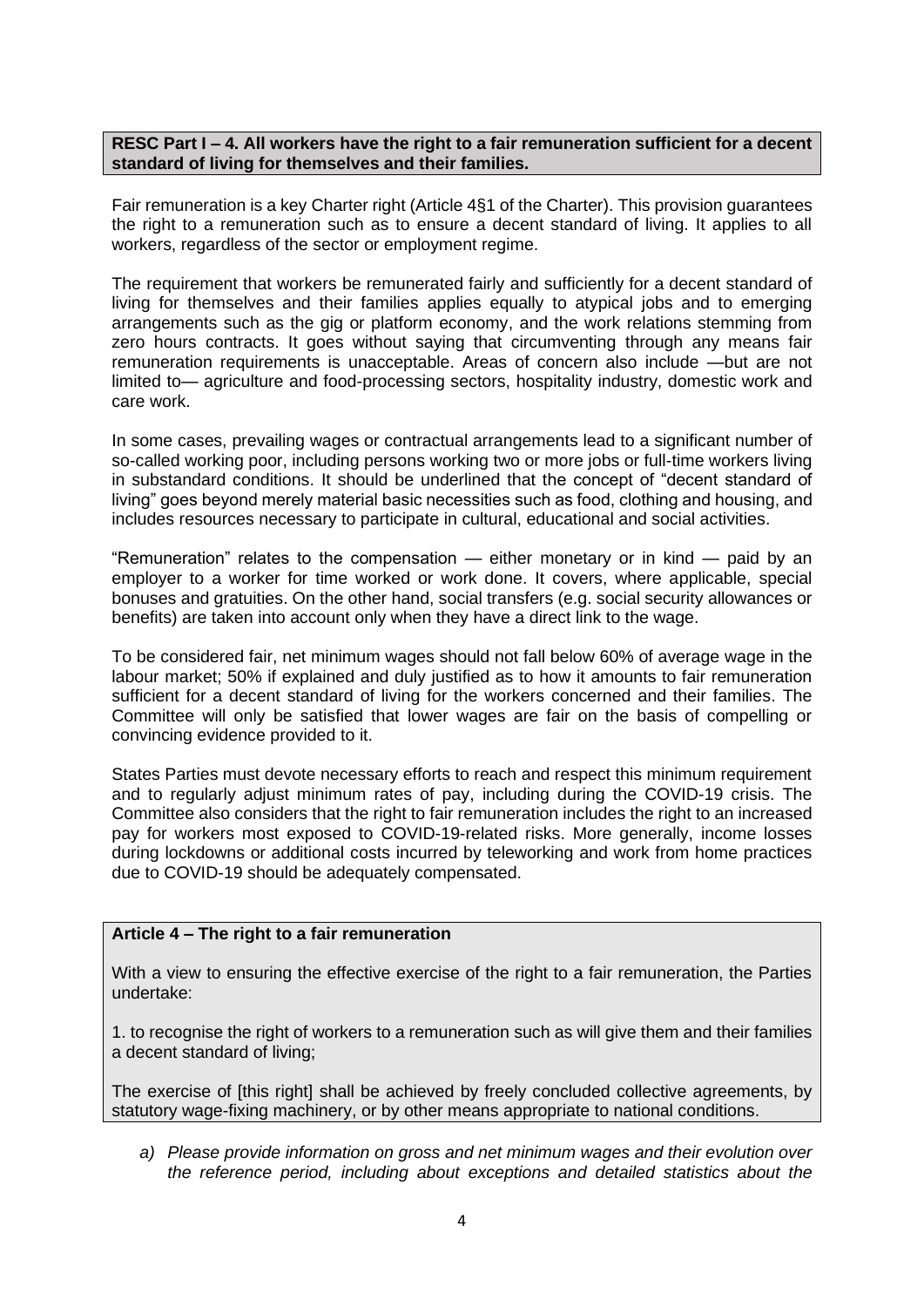**RESC Part I – 4. All workers have the right to a fair remuneration sufficient for a decent standard of living for themselves and their families.**

Fair remuneration is a key Charter right (Article 4§1 of the Charter). This provision guarantees the right to a remuneration such as to ensure a decent standard of living. It applies to all workers, regardless of the sector or employment regime.

The requirement that workers be remunerated fairly and sufficiently for a decent standard of living for themselves and their families applies equally to atypical jobs and to emerging arrangements such as the gig or platform economy, and the work relations stemming from zero hours contracts. It goes without saying that circumventing through any means fair remuneration requirements is unacceptable. Areas of concern also include —but are not limited to— agriculture and food-processing sectors, hospitality industry, domestic work and care work.

In some cases, prevailing wages or contractual arrangements lead to a significant number of so-called working poor, including persons working two or more jobs or full-time workers living in substandard conditions. It should be underlined that the concept of "decent standard of living" goes beyond merely material basic necessities such as food, clothing and housing, and includes resources necessary to participate in cultural, educational and social activities.

"Remuneration" relates to the compensation — either monetary or in kind — paid by an employer to a worker for time worked or work done. It covers, where applicable, special bonuses and gratuities. On the other hand, social transfers (e.g. social security allowances or benefits) are taken into account only when they have a direct link to the wage.

To be considered fair, net minimum wages should not fall below 60% of average wage in the labour market; 50% if explained and duly justified as to how it amounts to fair remuneration sufficient for a decent standard of living for the workers concerned and their families. The Committee will only be satisfied that lower wages are fair on the basis of compelling or convincing evidence provided to it.

States Parties must devote necessary efforts to reach and respect this minimum requirement and to regularly adjust minimum rates of pay, including during the COVID-19 crisis. The Committee also considers that the right to fair remuneration includes the right to an increased pay for workers most exposed to COVID-19-related risks. More generally, income losses during lockdowns or additional costs incurred by teleworking and work from home practices due to COVID-19 should be adequately compensated.

**Article 4 – The right to a fair remuneration**

With a view to ensuring the effective exercise of the right to a fair remuneration, the Parties undertake:

1. to recognise the right of workers to a remuneration such as will give them and their families a decent standard of living;

The exercise of [this right] shall be achieved by freely concluded collective agreements, by statutory wage-fixing machinery, or by other means appropriate to national conditions.

*a) Please provide information on gross and net minimum wages and their evolution over the reference period, including about exceptions and detailed statistics about the*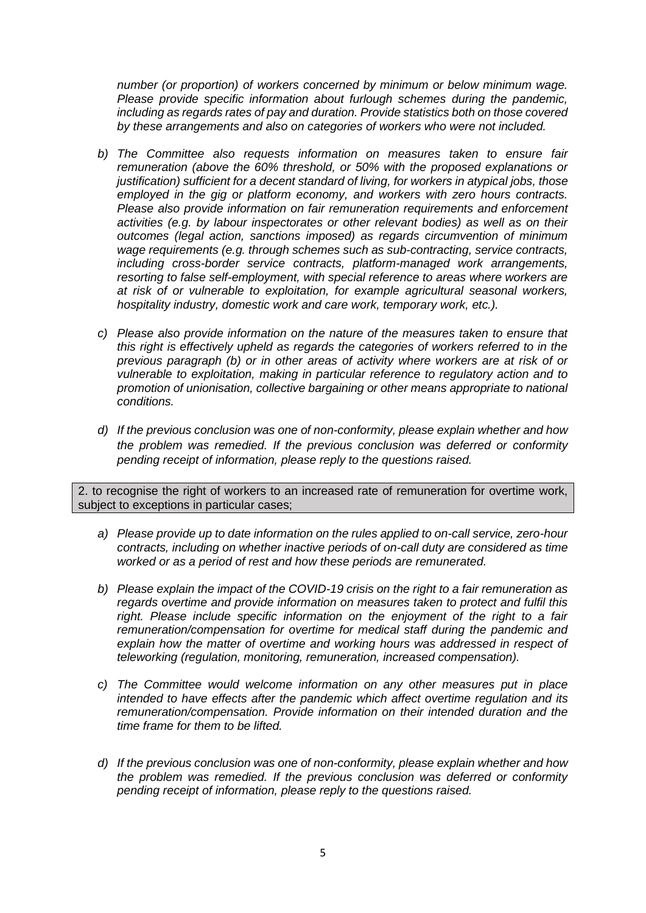*number (or proportion) of workers concerned by minimum or below minimum wage. Please provide specific information about furlough schemes during the pandemic, including as regards rates of pay and duration. Provide statistics both on those covered by these arrangements and also on categories of workers who were not included.*

*b) The Committee also requests information on measures taken to ensure fair remuneration (above the 60% threshold, or 50% with the proposed explanations or justification) sufficient for a decent standard of living, for workers in atypical jobs, those employed in the gig or platform economy, and workers with zero hours contracts. Please also provide information on fair remuneration requirements and enforcement activities (e.g. by labour inspectorates or other relevant bodies) as well as on their outcomes (legal action, sanctions imposed) as regards circumvention of minimum wage requirements (e.g. through schemes such as sub-contracting, service contracts, including cross-border service contracts, platform-managed work arrangements, resorting to false self-employment, with special reference to areas where workers are at risk of or vulnerable to exploitation, for example agricultural seasonal workers, hospitality industry, domestic work and care work, temporary work, etc.).*

*c) Please also provide information on the nature of the measures taken to ensure that this right is effectively upheld as regards the categories of workers referred to in the previous paragraph (b) or in other areas of activity where workers are at risk of or vulnerable to exploitation, making in particular reference to regulatory action and to promotion of unionisation, collective bargaining or other means appropriate to national conditions.*

*d) If the previous conclusion was one of non-conformity, please explain whether and how the problem was remedied. If the previous conclusion was deferred or conformity pending receipt of information, please reply to the questions raised.*

2. to recognise the right of workers to an increased rate of remuneration for overtime work, subject to exceptions in particular cases;

*a) Please provide up to date information on the rules applied to on-call service, zero-hour contracts, including on whether inactive periods of on-call duty are considered as time worked or as a period of rest and how these periods are remunerated.*

*b) Please explain the impact of the COVID-19 crisis on the right to a fair remuneration as regards overtime and provide information on measures taken to protect and fulfil this right. Please include specific information on the enjoyment of the right to a fair remuneration/compensation for overtime for medical staff during the pandemic and explain how the matter of overtime and working hours was addressed in respect of teleworking (regulation, monitoring, remuneration, increased compensation).*

*c) The Committee would welcome information on any other measures put in place intended to have effects after the pandemic which affect overtime regulation and its remuneration/compensation. Provide information on their intended duration and the time frame for them to be lifted.*

*d) If the previous conclusion was one of non-conformity, please explain whether and how the problem was remedied. If the previous conclusion was deferred or conformity pending receipt of information, please reply to the questions raised.*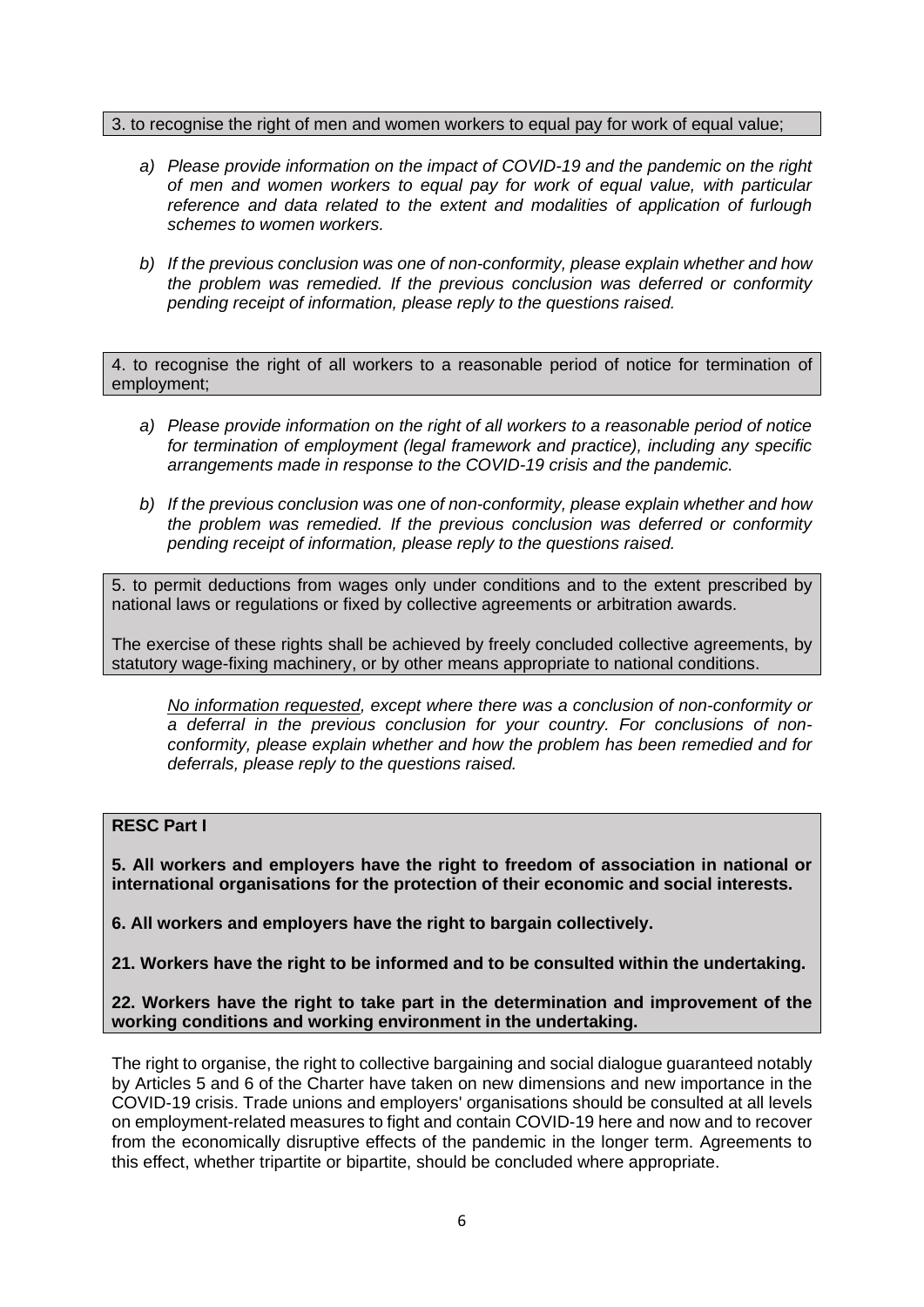3. to recognise the right of men and women workers to equal pay for work of equal value;

- *a) Please provide information on the impact of COVID-19 and the pandemic on the right of men and women workers to equal pay for work of equal value, with particular reference and data related to the extent and modalities of application of furlough schemes to women workers.*

- *b) If the previous conclusion was one of non-conformity, please explain whether and how the problem was remedied. If the previous conclusion was deferred or conformity pending receipt of information, please reply to the questions raised.*

4. to recognise the right of all workers to a reasonable period of notice for termination of employment;

- *a) Please provide information on the right of all workers to a reasonable period of notice for termination of employment (legal framework and practice), including any specific arrangements made in response to the COVID-19 crisis and the pandemic.*

- *b) If the previous conclusion was one of non-conformity, please explain whether and how the problem was remedied. If the previous conclusion was deferred or conformity pending receipt of information, please reply to the questions raised.*

5. to permit deductions from wages only under conditions and to the extent prescribed by national laws or regulations or fixed by collective agreements or arbitration awards.

The exercise of these rights shall be achieved by freely concluded collective agreements, by statutory wage-fixing machinery, or by other means appropriate to national conditions.

*No information requested, except where there was a conclusion of non-conformity or a deferral in the previous conclusion for your country. For conclusions of non-conformity, please explain whether and how the problem has been remedied and for deferrals, please reply to the questions raised.*

**RESC Part I**

**5. All workers and employers have the right to freedom of association in national or international organisations for the protection of their economic and social interests.**

**6. All workers and employers have the right to bargain collectively.**

**21. Workers have the right to be informed and to be consulted within the undertaking.**

**22. Workers have the right to take part in the determination and improvement of the working conditions and working environment in the undertaking.**

The right to organise, the right to collective bargaining and social dialogue guaranteed notably by Articles 5 and 6 of the Charter have taken on new dimensions and new importance in the COVID-19 crisis. Trade unions and employers' organisations should be consulted at all levels on employment-related measures to fight and contain COVID-19 here and now and to recover from the economically disruptive effects of the pandemic in the longer term. Agreements to this effect, whether tripartite or bipartite, should be concluded where appropriate.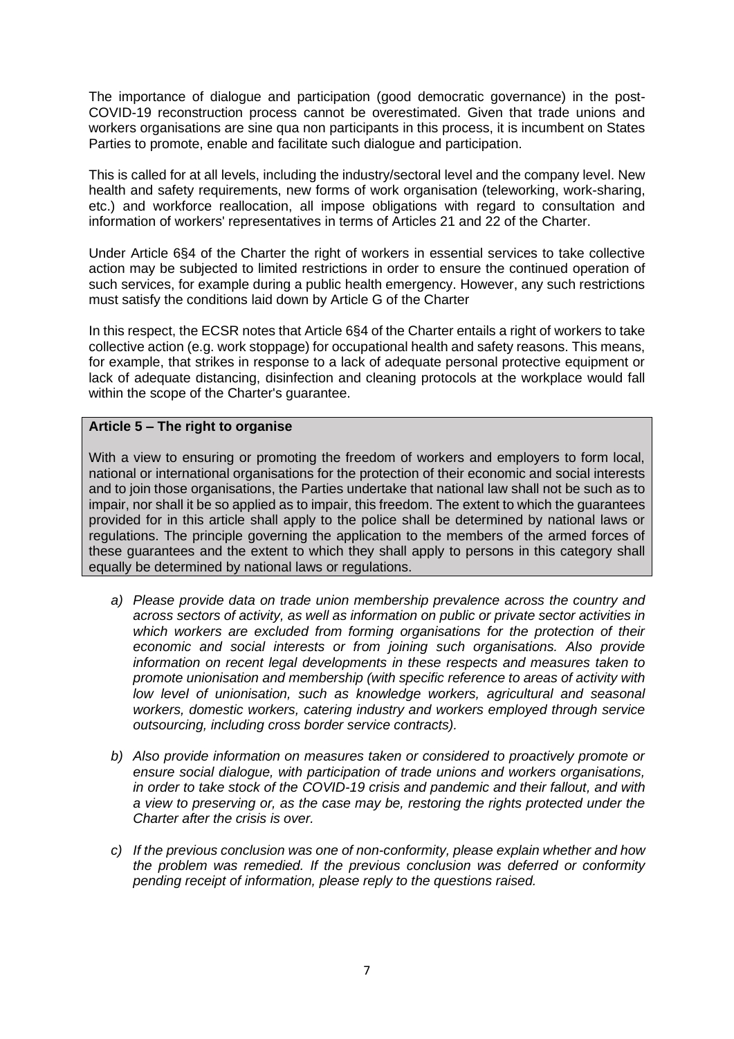The importance of dialogue and participation (good democratic governance) in the post-COVID-19 reconstruction process cannot be overestimated. Given that trade unions and workers organisations are sine qua non participants in this process, it is incumbent on States Parties to promote, enable and facilitate such dialogue and participation.

This is called for at all levels, including the industry/sectoral level and the company level. New health and safety requirements, new forms of work organisation (teleworking, work-sharing, etc.) and workforce reallocation, all impose obligations with regard to consultation and information of workers' representatives in terms of Articles 21 and 22 of the Charter.

Under Article 6§4 of the Charter the right of workers in essential services to take collective action may be subjected to limited restrictions in order to ensure the continued operation of such services, for example during a public health emergency. However, any such restrictions must satisfy the conditions laid down by Article G of the Charter

In this respect, the ECSR notes that Article 6§4 of the Charter entails a right of workers to take collective action (e.g. work stoppage) for occupational health and safety reasons. This means, for example, that strikes in response to a lack of adequate personal protective equipment or lack of adequate distancing, disinfection and cleaning protocols at the workplace would fall within the scope of the Charter's guarantee.

**Article 5 – The right to organise**

With a view to ensuring or promoting the freedom of workers and employers to form local, national or international organisations for the protection of their economic and social interests and to join those organisations, the Parties undertake that national law shall not be such as to impair, nor shall it be so applied as to impair, this freedom. The extent to which the guarantees provided for in this article shall apply to the police shall be determined by national laws or regulations. The principle governing the application to the members of the armed forces of these guarantees and the extent to which they shall apply to persons in this category shall equally be determined by national laws or regulations.

a) *Please provide data on trade union membership prevalence across the country and across sectors of activity, as well as information on public or private sector activities in which workers are excluded from forming organisations for the protection of their economic and social interests or from joining such organisations. Also provide information on recent legal developments in these respects and measures taken to promote unionisation and membership (with specific reference to areas of activity with low level of unionisation, such as knowledge workers, agricultural and seasonal workers, domestic workers, catering industry and workers employed through service outsourcing, including cross border service contracts).*

b) *Also provide information on measures taken or considered to proactively promote or ensure social dialogue, with participation of trade unions and workers organisations, in order to take stock of the COVID-19 crisis and pandemic and their fallout, and with a view to preserving or, as the case may be, restoring the rights protected under the Charter after the crisis is over.*

c) *If the previous conclusion was one of non-conformity, please explain whether and how the problem was remedied. If the previous conclusion was deferred or conformity pending receipt of information, please reply to the questions raised.*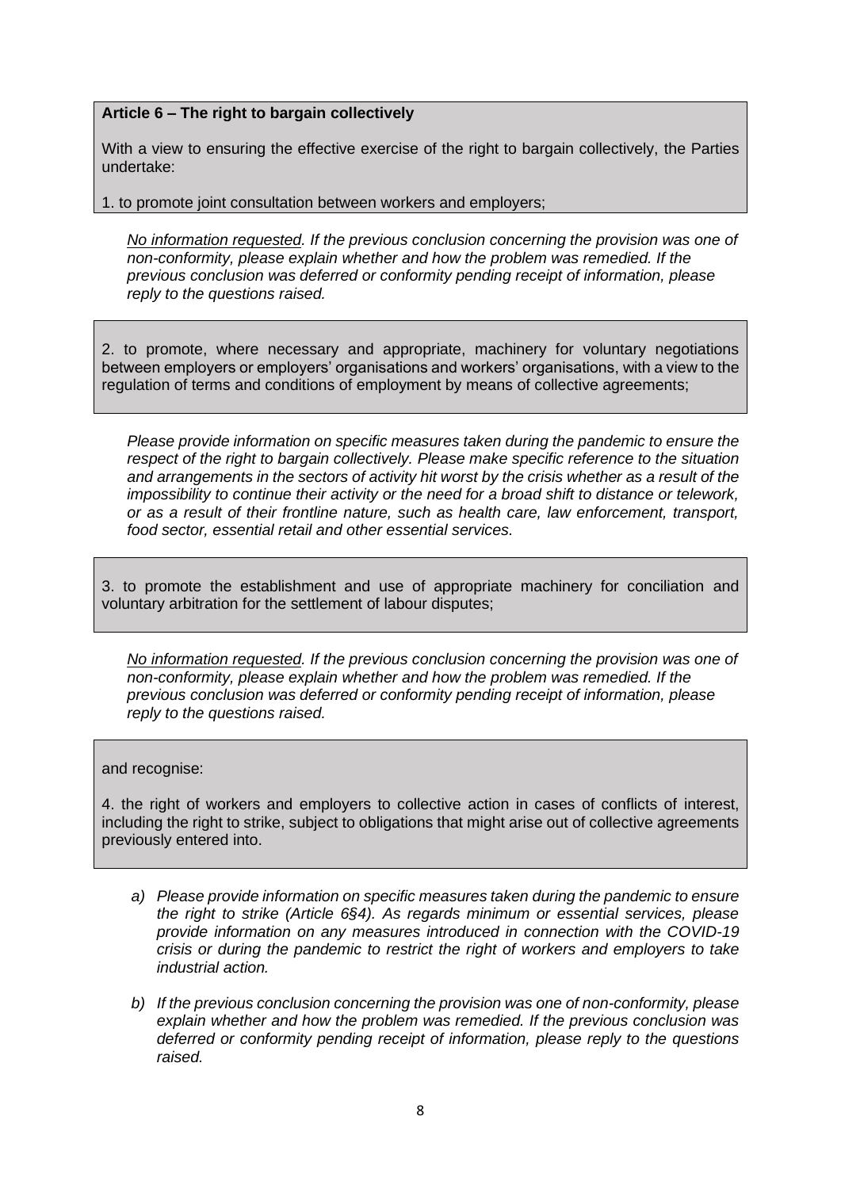**Article 6 – The right to bargain collectively**

With a view to ensuring the effective exercise of the right to bargain collectively, the Parties undertake:

1. to promote joint consultation between workers and employers;

*No information requested. If the previous conclusion concerning the provision was one of non-conformity, please explain whether and how the problem was remedied. If the previous conclusion was deferred or conformity pending receipt of information, please reply to the questions raised.*

2. to promote, where necessary and appropriate, machinery for voluntary negotiations between employers or employers' organisations and workers' organisations, with a view to the regulation of terms and conditions of employment by means of collective agreements;

*Please provide information on specific measures taken during the pandemic to ensure the respect of the right to bargain collectively. Please make specific reference to the situation and arrangements in the sectors of activity hit worst by the crisis whether as a result of the impossibility to continue their activity or the need for a broad shift to distance or telework, or as a result of their frontline nature, such as health care, law enforcement, transport, food sector, essential retail and other essential services.*

3. to promote the establishment and use of appropriate machinery for conciliation and voluntary arbitration for the settlement of labour disputes;

*No information requested. If the previous conclusion concerning the provision was one of non-conformity, please explain whether and how the problem was remedied. If the previous conclusion was deferred or conformity pending receipt of information, please reply to the questions raised.*

and recognise:

4. the right of workers and employers to collective action in cases of conflicts of interest, including the right to strike, subject to obligations that might arise out of collective agreements previously entered into.

*a) Please provide information on specific measures taken during the pandemic to ensure the right to strike (Article 6§4). As regards minimum or essential services, please provide information on any measures introduced in connection with the COVID-19 crisis or during the pandemic to restrict the right of workers and employers to take industrial action.*

*b) If the previous conclusion concerning the provision was one of non-conformity, please explain whether and how the problem was remedied. If the previous conclusion was deferred or conformity pending receipt of information, please reply to the questions raised.*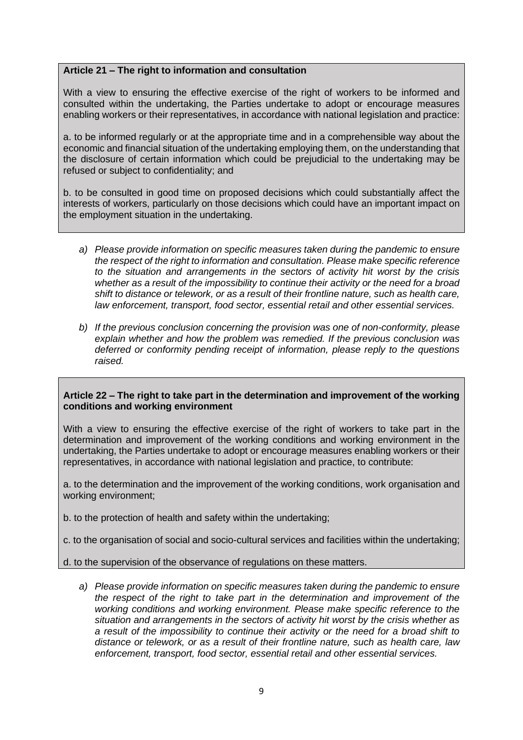**Article 21 – The right to information and consultation**

With a view to ensuring the effective exercise of the right of workers to be informed and consulted within the undertaking, the Parties undertake to adopt or encourage measures enabling workers or their representatives, in accordance with national legislation and practice:

a. to be informed regularly or at the appropriate time and in a comprehensible way about the economic and financial situation of the undertaking employing them, on the understanding that the disclosure of certain information which could be prejudicial to the undertaking may be refused or subject to confidentiality; and

b. to be consulted in good time on proposed decisions which could substantially affect the interests of workers, particularly on those decisions which could have an important impact on the employment situation in the undertaking.

*a) Please provide information on specific measures taken during the pandemic to ensure the respect of the right to information and consultation. Please make specific reference to the situation and arrangements in the sectors of activity hit worst by the crisis whether as a result of the impossibility to continue their activity or the need for a broad shift to distance or telework, or as a result of their frontline nature, such as health care, law enforcement, transport, food sector, essential retail and other essential services.*

*b) If the previous conclusion concerning the provision was one of non-conformity, please explain whether and how the problem was remedied. If the previous conclusion was deferred or conformity pending receipt of information, please reply to the questions raised.*

**Article 22 – The right to take part in the determination and improvement of the working conditions and working environment**

With a view to ensuring the effective exercise of the right of workers to take part in the determination and improvement of the working conditions and working environment in the undertaking, the Parties undertake to adopt or encourage measures enabling workers or their representatives, in accordance with national legislation and practice, to contribute:

a. to the determination and the improvement of the working conditions, work organisation and working environment;

b. to the protection of health and safety within the undertaking;

c. to the organisation of social and socio-cultural services and facilities within the undertaking;

d. to the supervision of the observance of regulations on these matters.

*a) Please provide information on specific measures taken during the pandemic to ensure the respect of the right to take part in the determination and improvement of the working conditions and working environment. Please make specific reference to the situation and arrangements in the sectors of activity hit worst by the crisis whether as a result of the impossibility to continue their activity or the need for a broad shift to distance or telework, or as a result of their frontline nature, such as health care, law enforcement, transport, food sector, essential retail and other essential services.*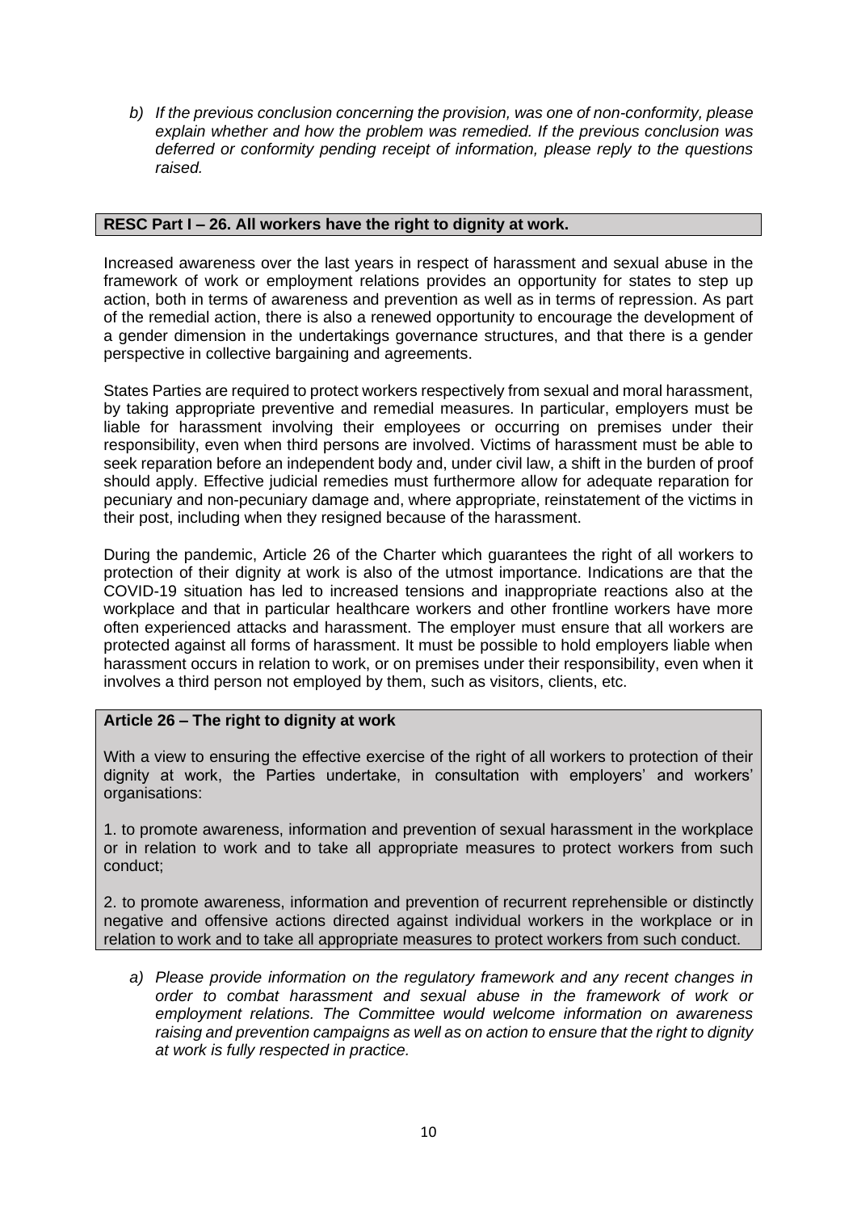*b) If the previous conclusion concerning the provision, was one of non-conformity, please explain whether and how the problem was remedied. If the previous conclusion was deferred or conformity pending receipt of information, please reply to the questions raised.*

**RESC Part I – 26. All workers have the right to dignity at work.**

Increased awareness over the last years in respect of harassment and sexual abuse in the framework of work or employment relations provides an opportunity for states to step up action, both in terms of awareness and prevention as well as in terms of repression. As part of the remedial action, there is also a renewed opportunity to encourage the development of a gender dimension in the undertakings governance structures, and that there is a gender perspective in collective bargaining and agreements.

States Parties are required to protect workers respectively from sexual and moral harassment, by taking appropriate preventive and remedial measures. In particular, employers must be liable for harassment involving their employees or occurring on premises under their responsibility, even when third persons are involved. Victims of harassment must be able to seek reparation before an independent body and, under civil law, a shift in the burden of proof should apply. Effective judicial remedies must furthermore allow for adequate reparation for pecuniary and non-pecuniary damage and, where appropriate, reinstatement of the victims in their post, including when they resigned because of the harassment.

During the pandemic, Article 26 of the Charter which guarantees the right of all workers to protection of their dignity at work is also of the utmost importance. Indications are that the COVID-19 situation has led to increased tensions and inappropriate reactions also at the workplace and that in particular healthcare workers and other frontline workers have more often experienced attacks and harassment. The employer must ensure that all workers are protected against all forms of harassment. It must be possible to hold employers liable when harassment occurs in relation to work, or on premises under their responsibility, even when it involves a third person not employed by them, such as visitors, clients, etc.

**Article 26 – The right to dignity at work**

With a view to ensuring the effective exercise of the right of all workers to protection of their dignity at work, the Parties undertake, in consultation with employers' and workers' organisations:

1. to promote awareness, information and prevention of sexual harassment in the workplace or in relation to work and to take all appropriate measures to protect workers from such conduct;

2. to promote awareness, information and prevention of recurrent reprehensible or distinctly negative and offensive actions directed against individual workers in the workplace or in relation to work and to take all appropriate measures to protect workers from such conduct.

*a) Please provide information on the regulatory framework and any recent changes in order to combat harassment and sexual abuse in the framework of work or employment relations. The Committee would welcome information on awareness raising and prevention campaigns as well as on action to ensure that the right to dignity at work is fully respected in practice.*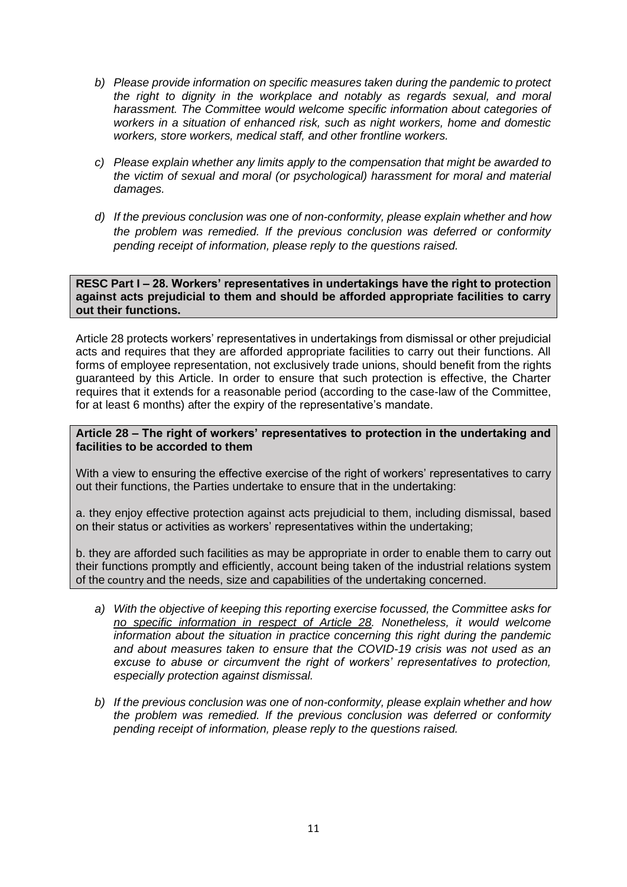*b) Please provide information on specific measures taken during the pandemic to protect the right to dignity in the workplace and notably as regards sexual, and moral harassment. The Committee would welcome specific information about categories of workers in a situation of enhanced risk, such as night workers, home and domestic workers, store workers, medical staff, and other frontline workers.*

*c) Please explain whether any limits apply to the compensation that might be awarded to the victim of sexual and moral (or psychological) harassment for moral and material damages.*

*d) If the previous conclusion was one of non-conformity, please explain whether and how the problem was remedied. If the previous conclusion was deferred or conformity pending receipt of information, please reply to the questions raised.*

**RESC Part I – 28. Workers' representatives in undertakings have the right to protection against acts prejudicial to them and should be afforded appropriate facilities to carry out their functions.**

Article 28 protects workers' representatives in undertakings from dismissal or other prejudicial acts and requires that they are afforded appropriate facilities to carry out their functions. All forms of employee representation, not exclusively trade unions, should benefit from the rights guaranteed by this Article. In order to ensure that such protection is effective, the Charter requires that it extends for a reasonable period (according to the case-law of the Committee, for at least 6 months) after the expiry of the representative's mandate.

**Article 28 – The right of workers' representatives to protection in the undertaking and facilities to be accorded to them**

With a view to ensuring the effective exercise of the right of workers' representatives to carry out their functions, the Parties undertake to ensure that in the undertaking:

a. they enjoy effective protection against acts prejudicial to them, including dismissal, based on their status or activities as workers' representatives within the undertaking;

b. they are afforded such facilities as may be appropriate in order to enable them to carry out their functions promptly and efficiently, account being taken of the industrial relations system of the country and the needs, size and capabilities of the undertaking concerned.

*a) With the objective of keeping this reporting exercise focussed, the Committee asks for no specific information in respect of Article 28. Nonetheless, it would welcome information about the situation in practice concerning this right during the pandemic and about measures taken to ensure that the COVID-19 crisis was not used as an excuse to abuse or circumvent the right of workers' representatives to protection, especially protection against dismissal.*

*b) If the previous conclusion was one of non-conformity, please explain whether and how the problem was remedied. If the previous conclusion was deferred or conformity pending receipt of information, please reply to the questions raised.*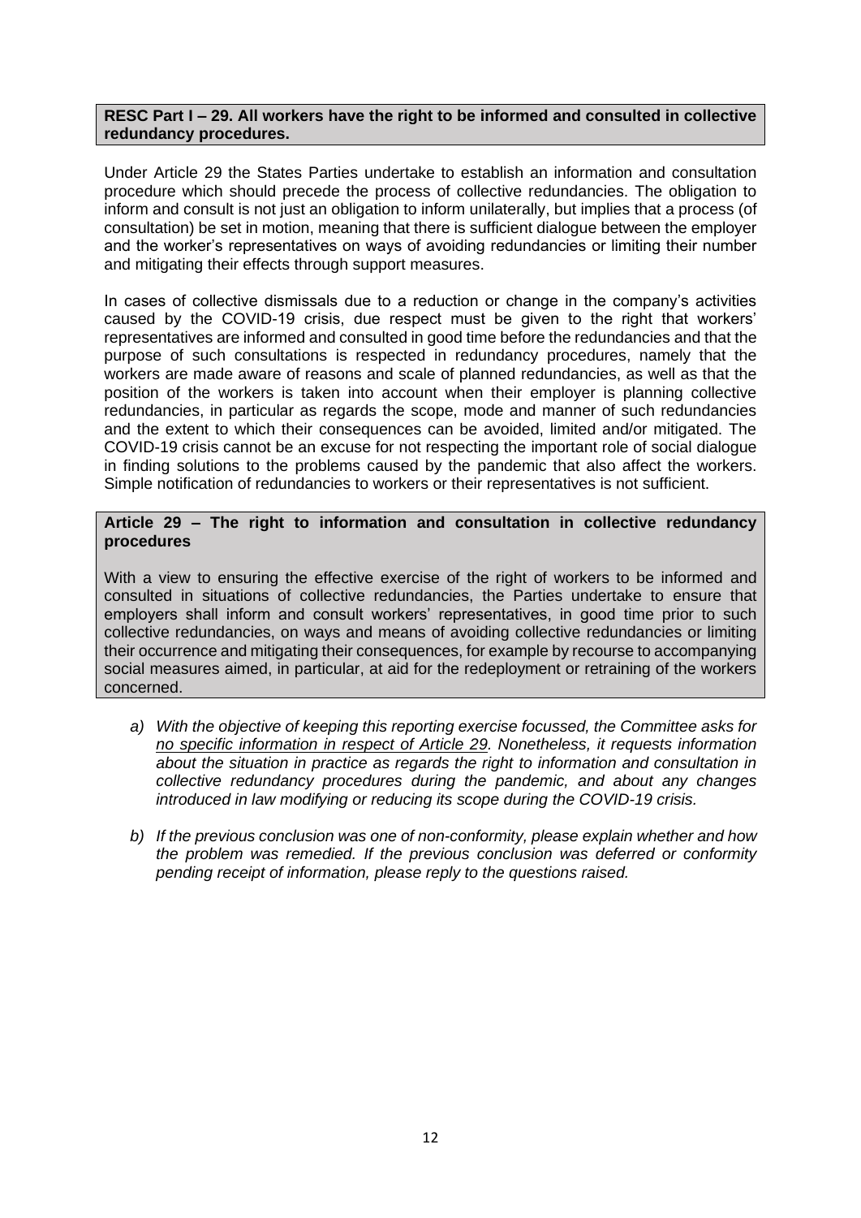**RESC Part I – 29. All workers have the right to be informed and consulted in collective redundancy procedures.**

Under Article 29 the States Parties undertake to establish an information and consultation procedure which should precede the process of collective redundancies. The obligation to inform and consult is not just an obligation to inform unilaterally, but implies that a process (of consultation) be set in motion, meaning that there is sufficient dialogue between the employer and the worker's representatives on ways of avoiding redundancies or limiting their number and mitigating their effects through support measures.

In cases of collective dismissals due to a reduction or change in the company's activities caused by the COVID-19 crisis, due respect must be given to the right that workers' representatives are informed and consulted in good time before the redundancies and that the purpose of such consultations is respected in redundancy procedures, namely that the workers are made aware of reasons and scale of planned redundancies, as well as that the position of the workers is taken into account when their employer is planning collective redundancies, in particular as regards the scope, mode and manner of such redundancies and the extent to which their consequences can be avoided, limited and/or mitigated. The COVID-19 crisis cannot be an excuse for not respecting the important role of social dialogue in finding solutions to the problems caused by the pandemic that also affect the workers. Simple notification of redundancies to workers or their representatives is not sufficient.

**Article 29 – The right to information and consultation in collective redundancy procedures**

With a view to ensuring the effective exercise of the right of workers to be informed and consulted in situations of collective redundancies, the Parties undertake to ensure that employers shall inform and consult workers' representatives, in good time prior to such collective redundancies, on ways and means of avoiding collective redundancies or limiting their occurrence and mitigating their consequences, for example by recourse to accompanying social measures aimed, in particular, at aid for the redeployment or retraining of the workers concerned.

- *a) With the objective of keeping this reporting exercise focussed, the Committee asks for no specific information in respect of Article 29. Nonetheless, it requests information about the situation in practice as regards the right to information and consultation in collective redundancy procedures during the pandemic, and about any changes introduced in law modifying or reducing its scope during the COVID-19 crisis.*

- *b) If the previous conclusion was one of non-conformity, please explain whether and how the problem was remedied. If the previous conclusion was deferred or conformity pending receipt of information, please reply to the questions raised.*